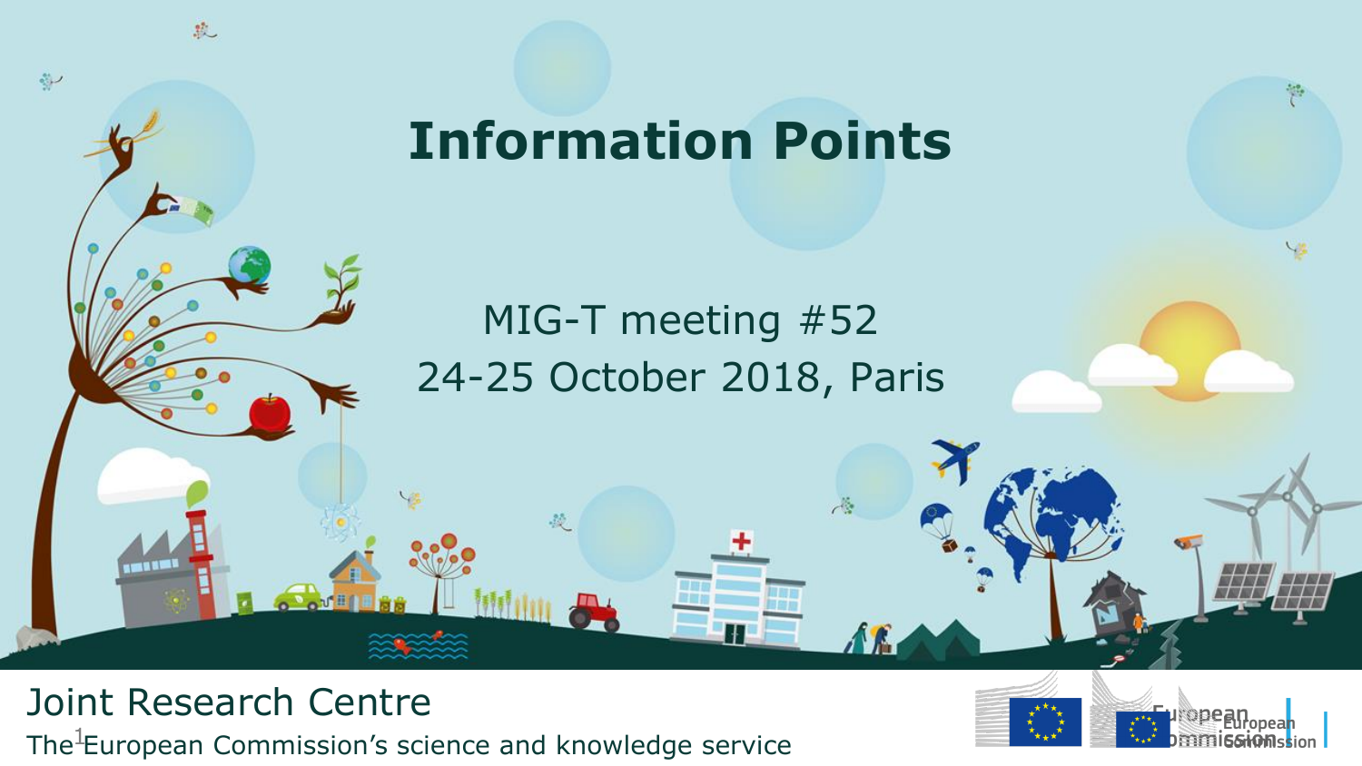# Information Points

MIG-T meeting #52

24-25 October 2018, Paris

Joint Research Centre

The European Commission's science and knowledge service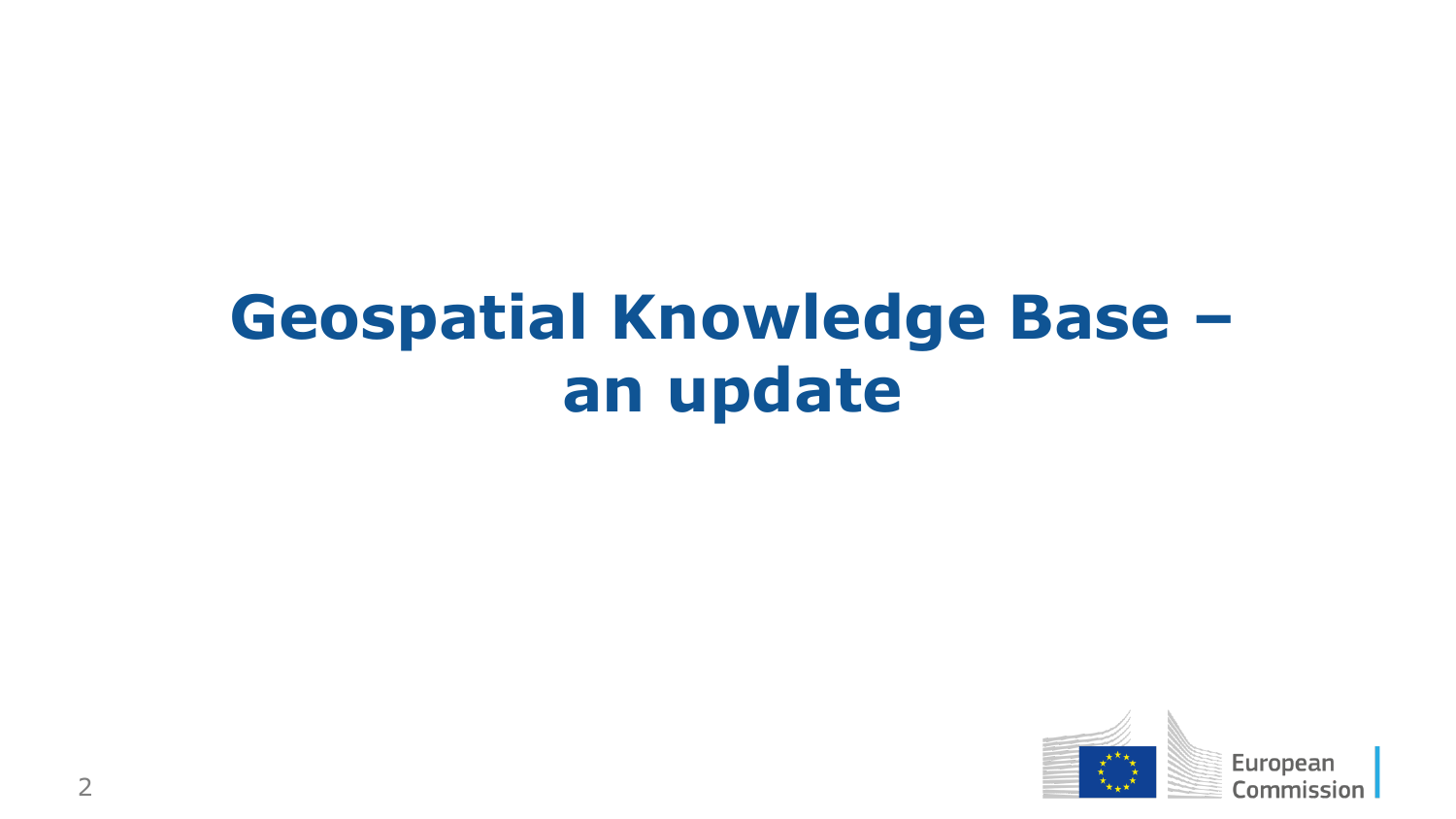# Geospatial Knowledge Base – an update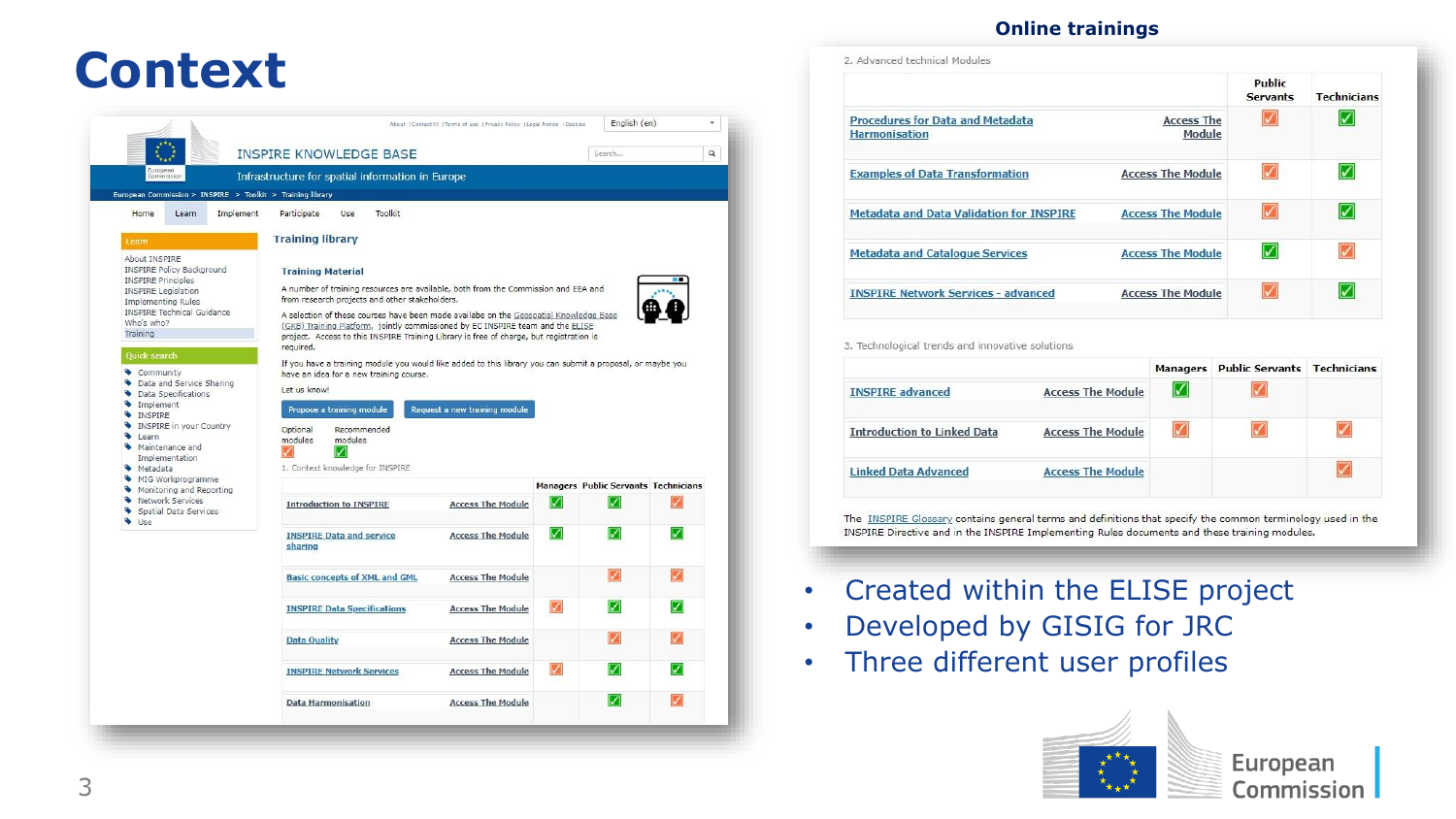# Context

## Online trainings

- Created within the ELISE project
- Developed by GISIG for JRC
- Three different user profiles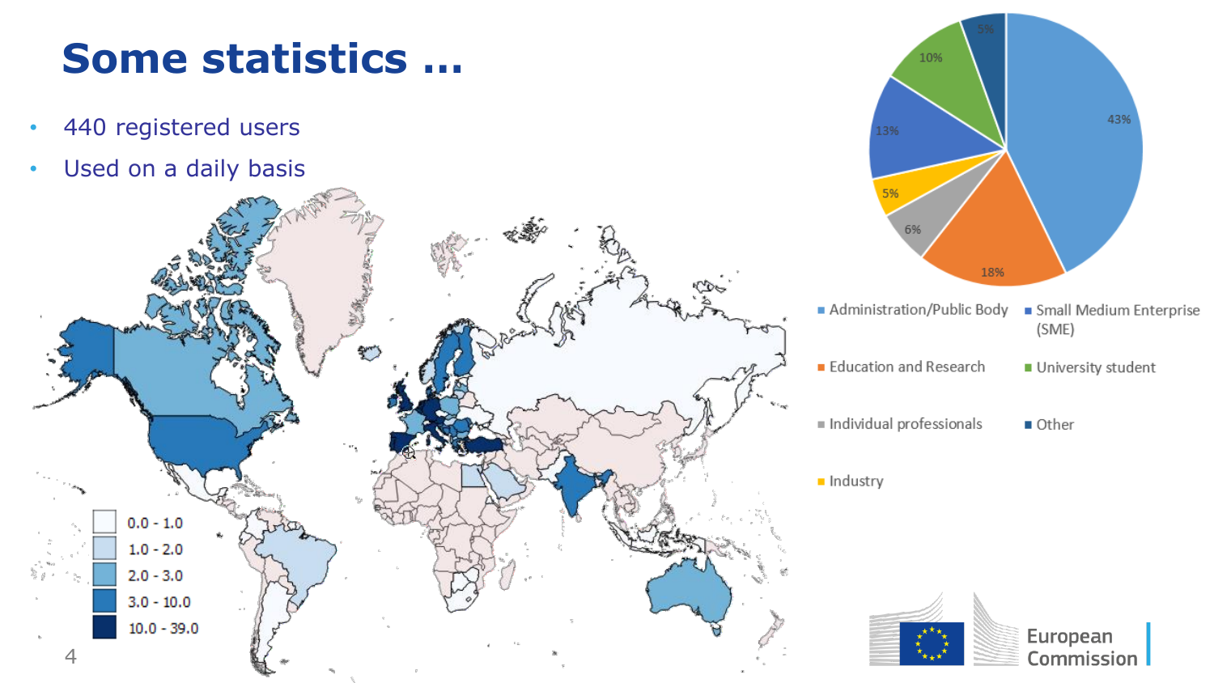# Some statistics …

- 440 registered users
- Used on a daily basis

| Range |
|---|
| 0.0 - 1.0 |
| 1.0 - 2.0 |
| 2.0 - 3.0 |
| 3.0 - 10.0 |
| 10.0 - 39.0 |

| Category | Share |
|---|---|
| Administration/Public Body | 43% |
| Education and Research | 18% |
| Individual professionals | 6% |
| Industry | 5% |
| Small Medium Enterprise (SME) | 13% |
| University student | 10% |
| Other | 5% |

European Commission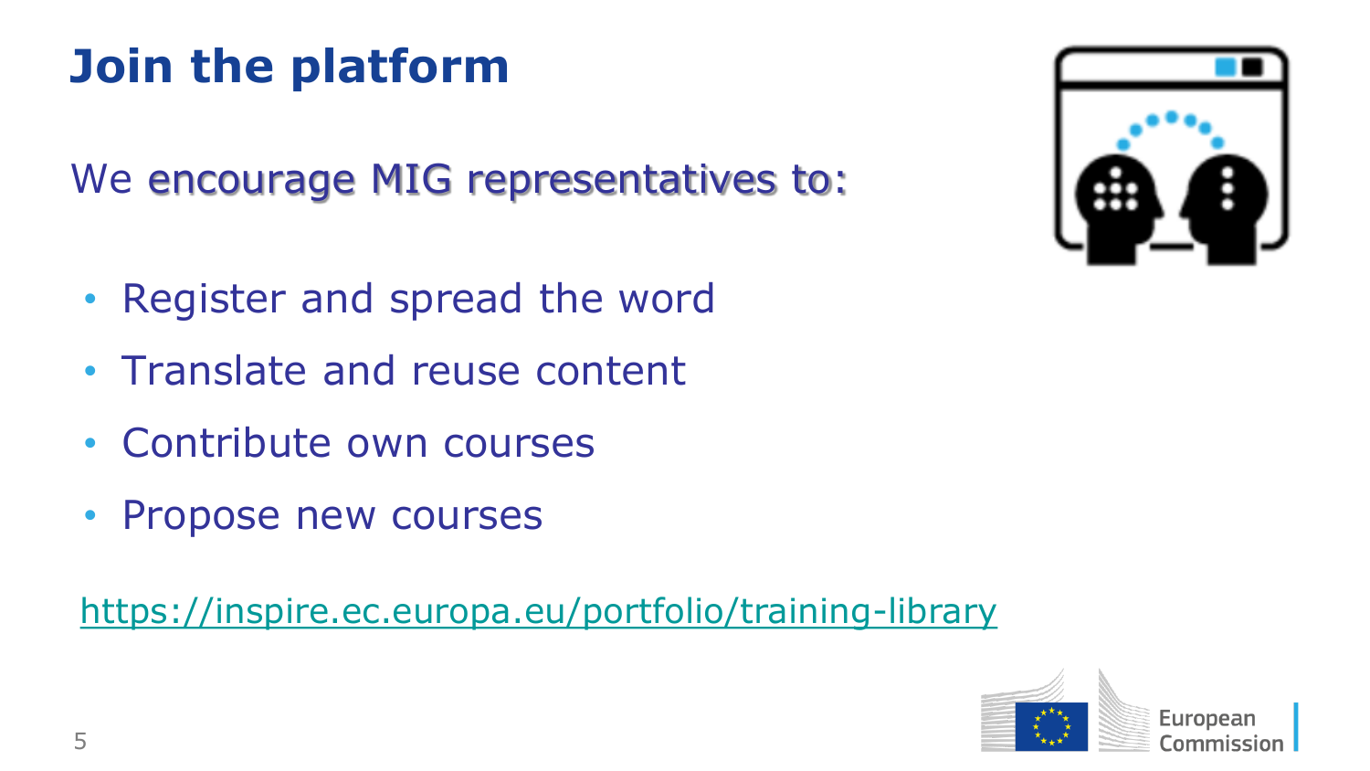# Join the platform

We encourage MIG representatives to:

- Register and spread the word
- Translate and reuse content
- Contribute own courses
- Propose new courses

https://inspire.ec.europa.eu/portfolio/training-library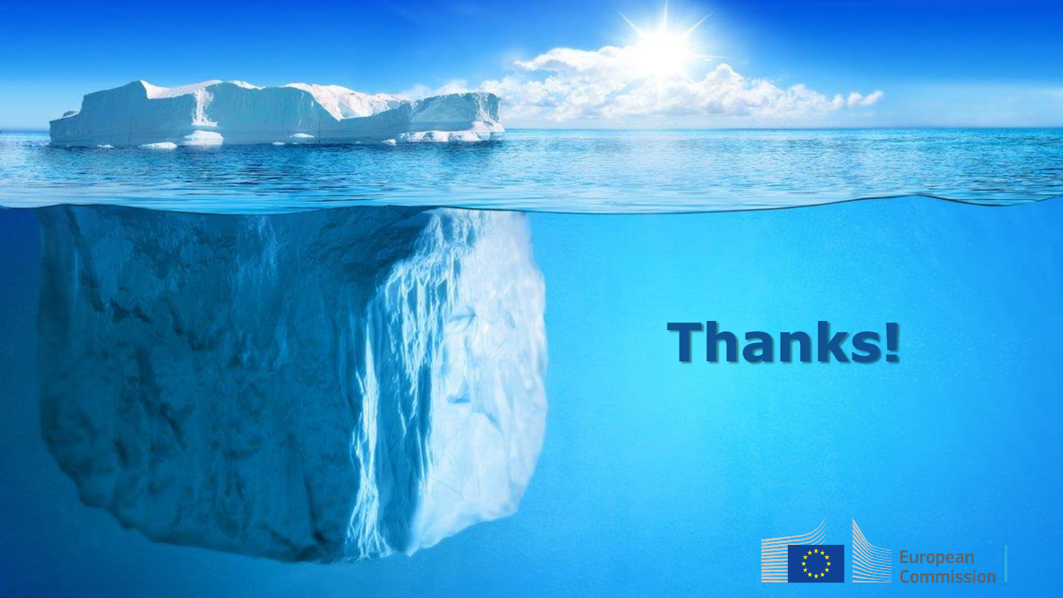# Thanks!

European Commission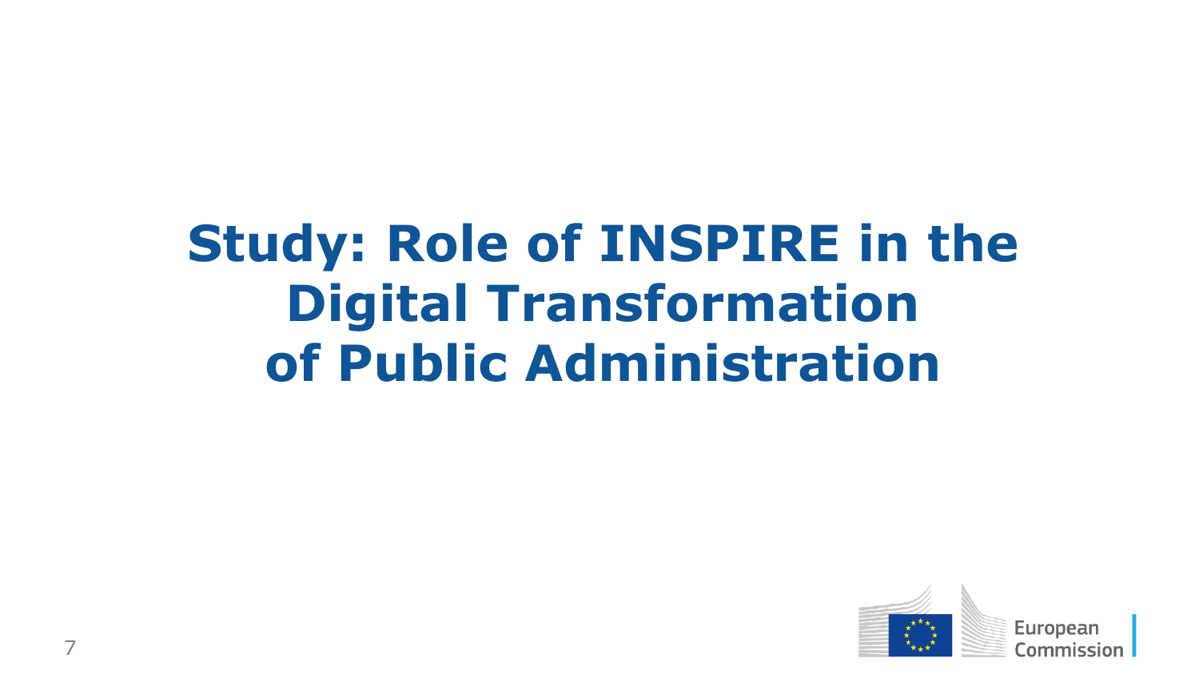# Study: Role of INSPIRE in the Digital Transformation of Public Administration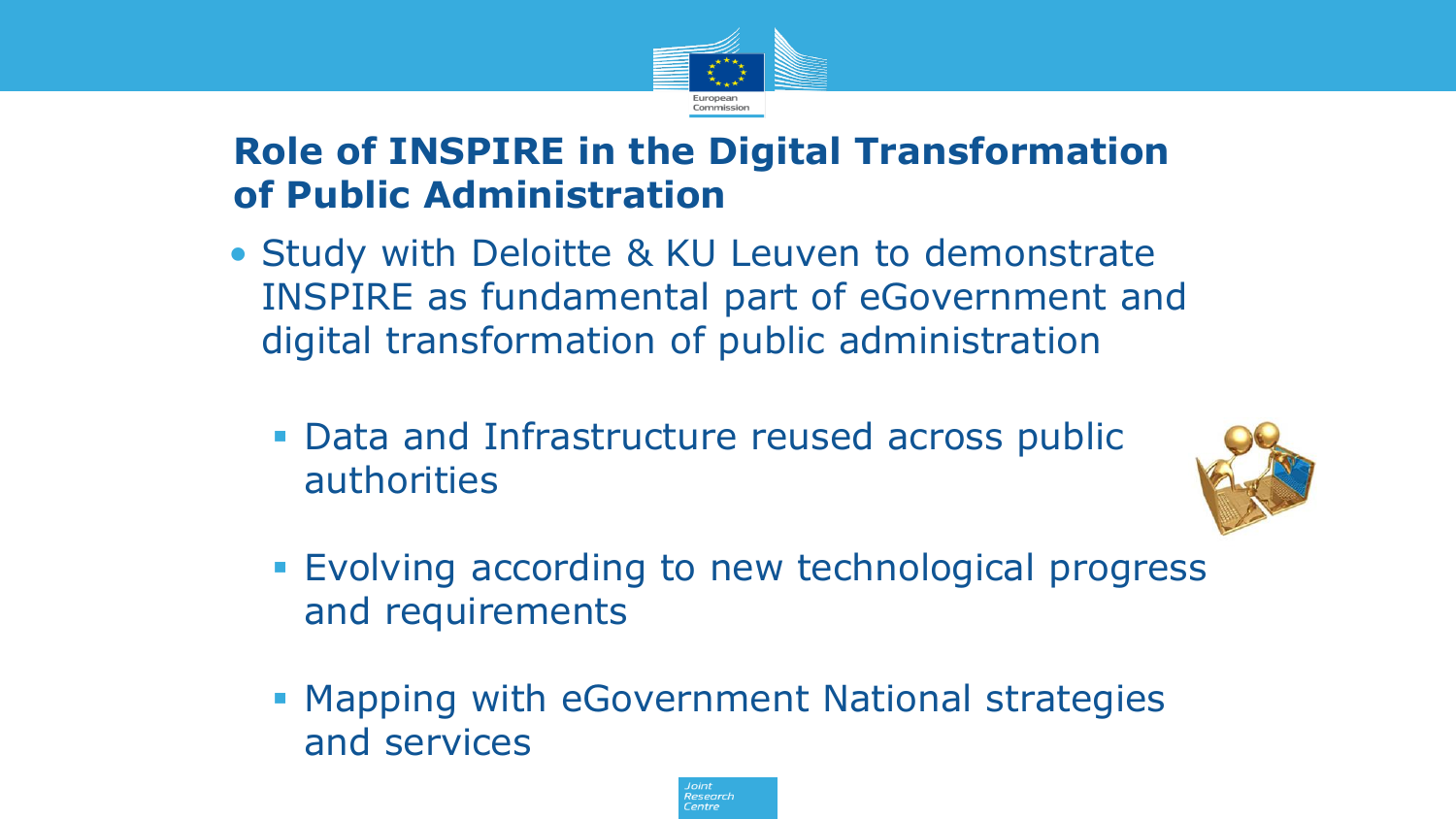# Role of INSPIRE in the Digital Transformation of Public Administration

- Study with Deloitte & KU Leuven to demonstrate INSPIRE as fundamental part of eGovernment and digital transformation of public administration
  - Data and Infrastructure reused across public authorities
  - Evolving according to new technological progress and requirements
  - Mapping with eGovernment National strategies and services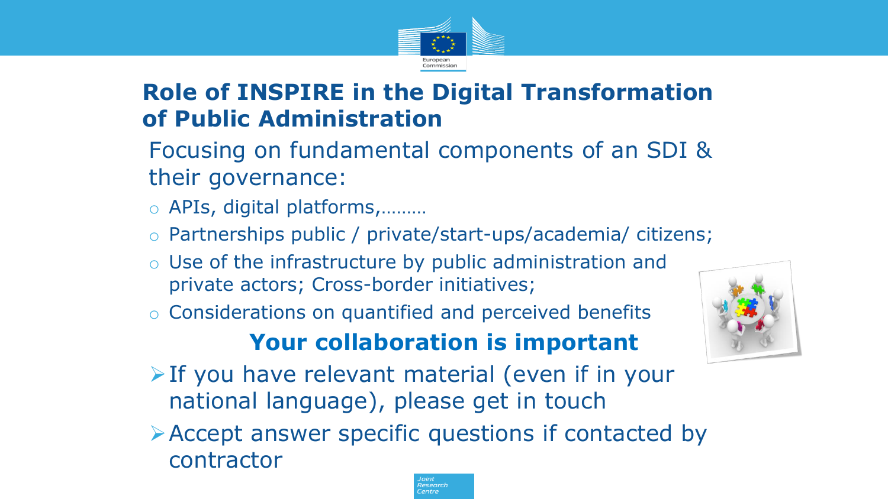# Role of INSPIRE in the Digital Transformation of Public Administration

Focusing on fundamental components of an SDI & their governance:

- APIs, digital platforms,………
- Partnerships public / private/start-ups/academia/ citizens;
- Use of the infrastructure by public administration and private actors; Cross-border initiatives;
- Considerations on quantified and perceived benefits

## Your collaboration is important

- If you have relevant material (even if in your national language), please get in touch
- Accept answer specific questions if contacted by contractor